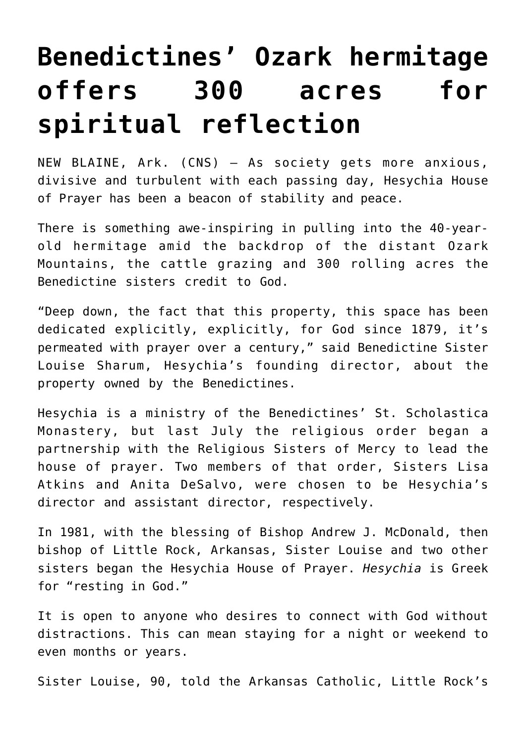# Benedictines' Ozark hermitage offers 300 acres for spiritual reflection

NEW BLAINE, Ark. (CNS) — As society gets more anxious, divisive and turbulent with each passing day, Hesychia House of Prayer has been a beacon of stability and peace.

There is something awe-inspiring in pulling into the 40-year-old hermitage amid the backdrop of the distant Ozark Mountains, the cattle grazing and 300 rolling acres the Benedictine sisters credit to God.

"Deep down, the fact that this property, this space has been dedicated explicitly, explicitly, for God since 1879, it's permeated with prayer over a century," said Benedictine Sister Louise Sharum, Hesychia's founding director, about the property owned by the Benedictines.

Hesychia is a ministry of the Benedictines' St. Scholastica Monastery, but last July the religious order began a partnership with the Religious Sisters of Mercy to lead the house of prayer. Two members of that order, Sisters Lisa Atkins and Anita DeSalvo, were chosen to be Hesychia's director and assistant director, respectively.

In 1981, with the blessing of Bishop Andrew J. McDonald, then bishop of Little Rock, Arkansas, Sister Louise and two other sisters began the Hesychia House of Prayer. *Hesychia* is Greek for "resting in God."

It is open to anyone who desires to connect with God without distractions. This can mean staying for a night or weekend to even months or years.

Sister Louise, 90, told the Arkansas Catholic, Little Rock's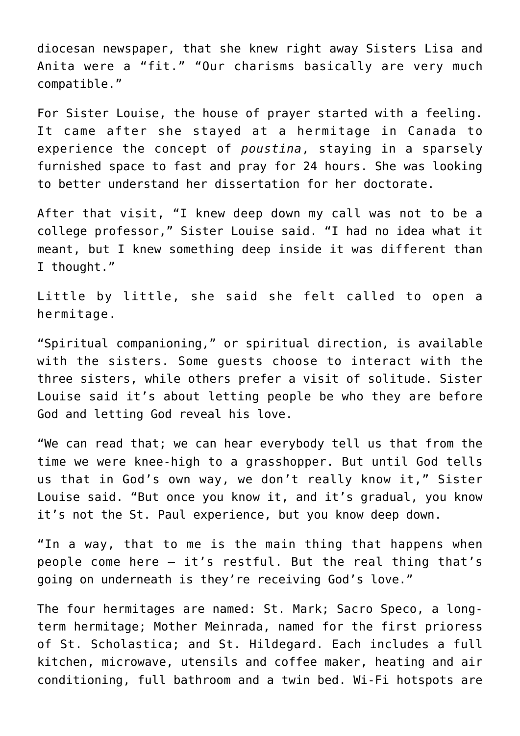diocesan newspaper, that she knew right away Sisters Lisa and Anita were a "fit." "Our charisms basically are very much compatible."

For Sister Louise, the house of prayer started with a feeling. It came after she stayed at a hermitage in Canada to experience the concept of *poustina*, staying in a sparsely furnished space to fast and pray for 24 hours. She was looking to better understand her dissertation for her doctorate.

After that visit, "I knew deep down my call was not to be a college professor," Sister Louise said. "I had no idea what it meant, but I knew something deep inside it was different than I thought."

Little by little, she said she felt called to open a hermitage.

"Spiritual companioning," or spiritual direction, is available with the sisters. Some guests choose to interact with the three sisters, while others prefer a visit of solitude. Sister Louise said it's about letting people be who they are before God and letting God reveal his love.

"We can read that; we can hear everybody tell us that from the time we were knee-high to a grasshopper. But until God tells us that in God's own way, we don't really know it," Sister Louise said. "But once you know it, and it's gradual, you know it's not the St. Paul experience, but you know deep down.

"In a way, that to me is the main thing that happens when people come here – it's restful. But the real thing that's going on underneath is they're receiving God's love."

The four hermitages are named: St. Mark; Sacro Speco, a long-term hermitage; Mother Meinrada, named for the first prioress of St. Scholastica; and St. Hildegard. Each includes a full kitchen, microwave, utensils and coffee maker, heating and air conditioning, full bathroom and a twin bed. Wi-Fi hotspots are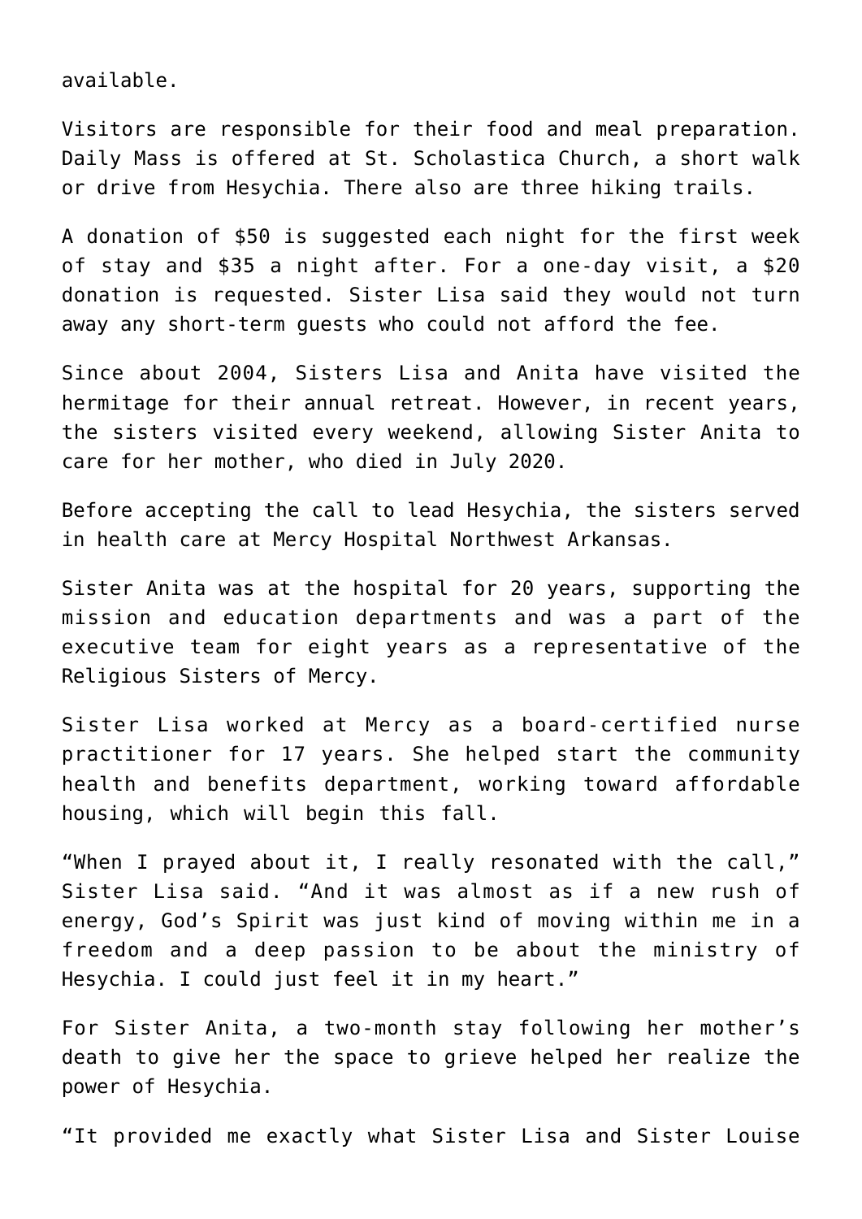available.

Visitors are responsible for their food and meal preparation. Daily Mass is offered at St. Scholastica Church, a short walk or drive from Hesychia. There also are three hiking trails.

A donation of $50 is suggested each night for the first week of stay and $35 a night after. For a one-day visit, a $20 donation is requested. Sister Lisa said they would not turn away any short-term guests who could not afford the fee.

Since about 2004, Sisters Lisa and Anita have visited the hermitage for their annual retreat. However, in recent years, the sisters visited every weekend, allowing Sister Anita to care for her mother, who died in July 2020.

Before accepting the call to lead Hesychia, the sisters served in health care at Mercy Hospital Northwest Arkansas.

Sister Anita was at the hospital for 20 years, supporting the mission and education departments and was a part of the executive team for eight years as a representative of the Religious Sisters of Mercy.

Sister Lisa worked at Mercy as a board-certified nurse practitioner for 17 years. She helped start the community health and benefits department, working toward affordable housing, which will begin this fall.

"When I prayed about it, I really resonated with the call," Sister Lisa said. "And it was almost as if a new rush of energy, God's Spirit was just kind of moving within me in a freedom and a deep passion to be about the ministry of Hesychia. I could just feel it in my heart."

For Sister Anita, a two-month stay following her mother's death to give her the space to grieve helped her realize the power of Hesychia.

"It provided me exactly what Sister Lisa and Sister Louise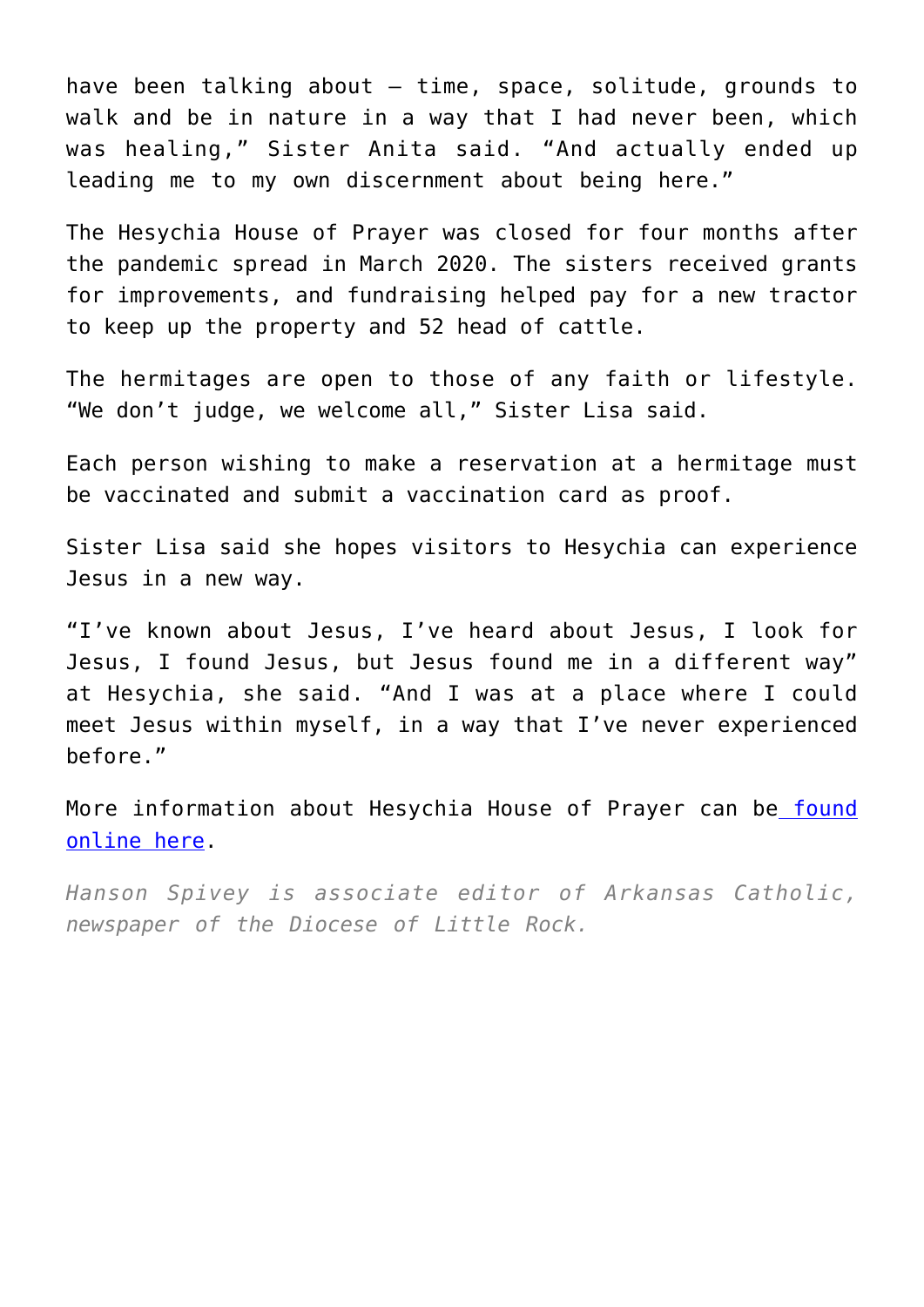have been talking about — time, space, solitude, grounds to walk and be in nature in a way that I had never been, which was healing," Sister Anita said. "And actually ended up leading me to my own discernment about being here."

The Hesychia House of Prayer was closed for four months after the pandemic spread in March 2020. The sisters received grants for improvements, and fundraising helped pay for a new tractor to keep up the property and 52 head of cattle.

The hermitages are open to those of any faith or lifestyle. "We don't judge, we welcome all," Sister Lisa said.

Each person wishing to make a reservation at a hermitage must be vaccinated and submit a vaccination card as proof.

Sister Lisa said she hopes visitors to Hesychia can experience Jesus in a new way.

"I've known about Jesus, I've heard about Jesus, I look for Jesus, I found Jesus, but Jesus found me in a different way" at Hesychia, she said. "And I was at a place where I could meet Jesus within myself, in a way that I've never experienced before."

More information about Hesychia House of Prayer can be found online here.

*Hanson Spivey is associate editor of Arkansas Catholic, newspaper of the Diocese of Little Rock.*